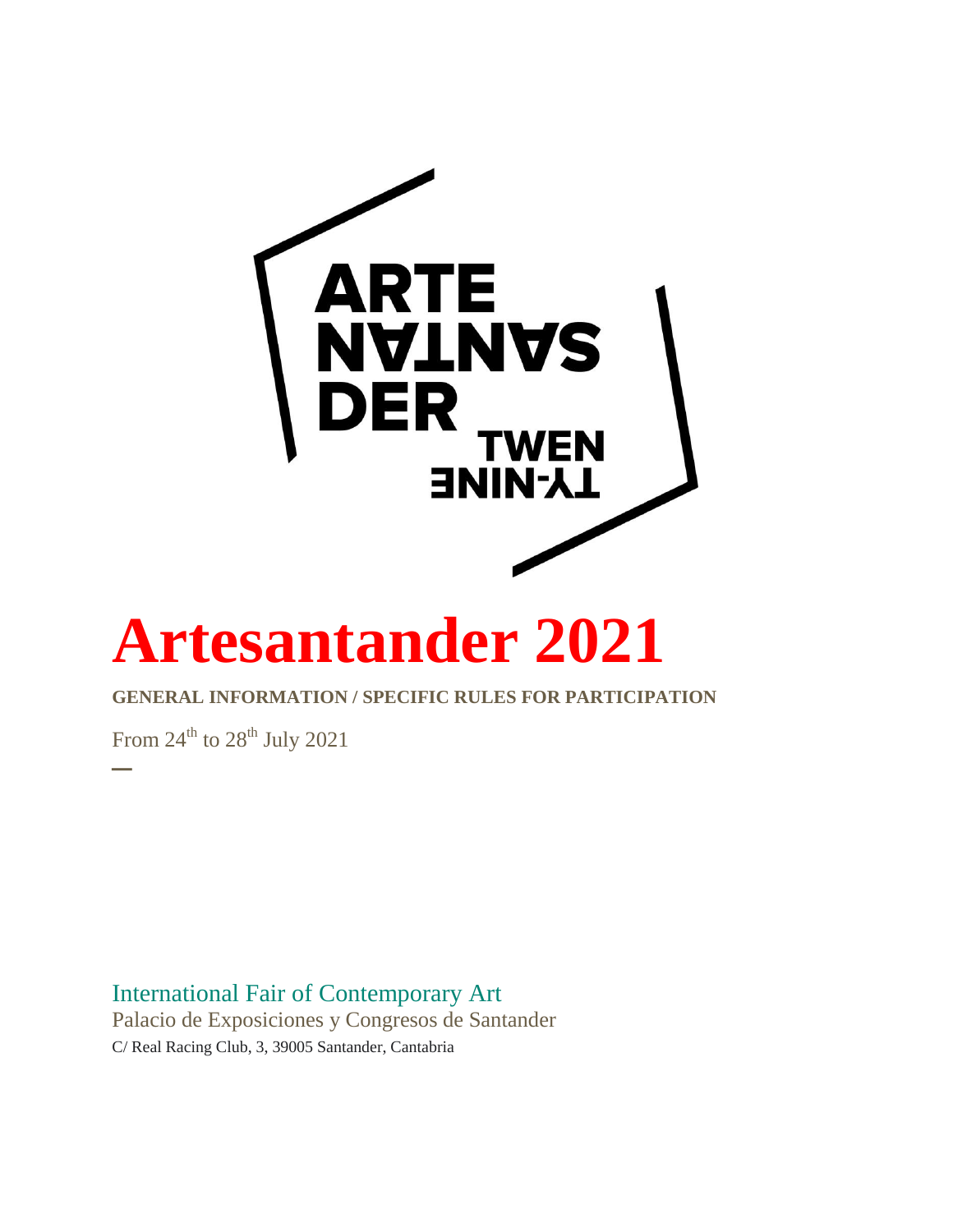ARTE SANTAN DER TWEN TY-NINE

# Artesantander 2021

**GENERAL INFORMATION / SPECIFIC RULES FOR PARTICIPATION**

From 24th to 28th July 2021

International Fair of Contemporary Art

Palacio de Exposiciones y Congresos de Santander

C/ Real Racing Club, 3, 39005 Santander, Cantabria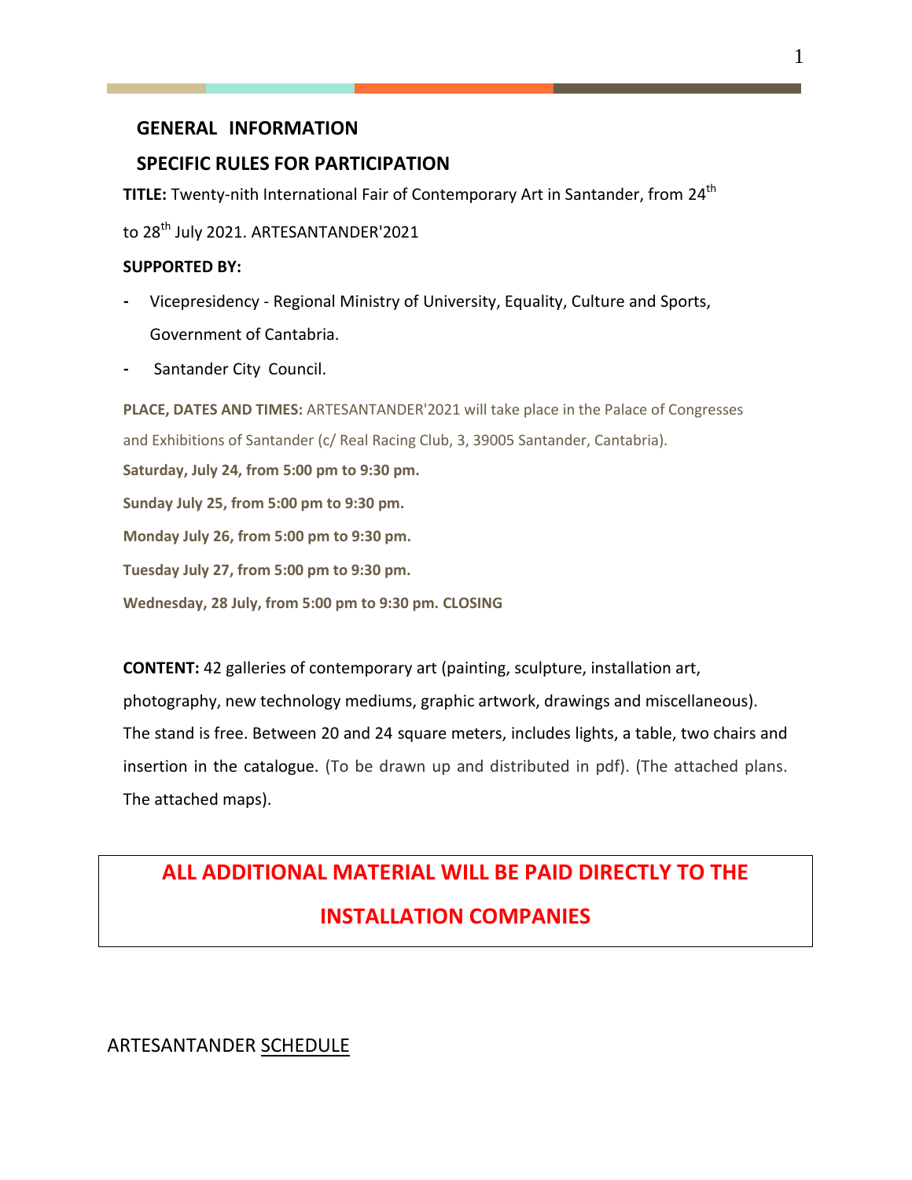## GENERAL INFORMATION

## SPECIFIC RULES FOR PARTICIPATION

**TITLE:** Twenty-nith International Fair of Contemporary Art in Santander, from 24th to 28th July 2021. ARTESANTANDER'2021

**SUPPORTED BY:**

- Vicepresidency - Regional Ministry of University, Equality, Culture and Sports, Government of Cantabria.
- Santander City Council.

**PLACE, DATES AND TIMES:** ARTESANTANDER'2021 will take place in the Palace of Congresses and Exhibitions of Santander (c/ Real Racing Club, 3, 39005 Santander, Cantabria).

**Saturday, July 24, from 5:00 pm to 9:30 pm.**

**Sunday July 25, from 5:00 pm to 9:30 pm.**

**Monday July 26, from 5:00 pm to 9:30 pm.**

**Tuesday July 27, from 5:00 pm to 9:30 pm.**

**Wednesday, 28 July, from 5:00 pm to 9:30 pm. CLOSING**

**CONTENT:** 42 galleries of contemporary art (painting, sculpture, installation art, photography, new technology mediums, graphic artwork, drawings and miscellaneous). The stand is free. Between 20 and 24 square meters, includes lights, a table, two chairs and insertion in the catalogue. (To be drawn up and distributed in pdf). (The attached plans. The attached maps).

**ALL ADDITIONAL MATERIAL WILL BE PAID DIRECTLY TO THE INSTALLATION COMPANIES**

ARTESANTANDER SCHEDULE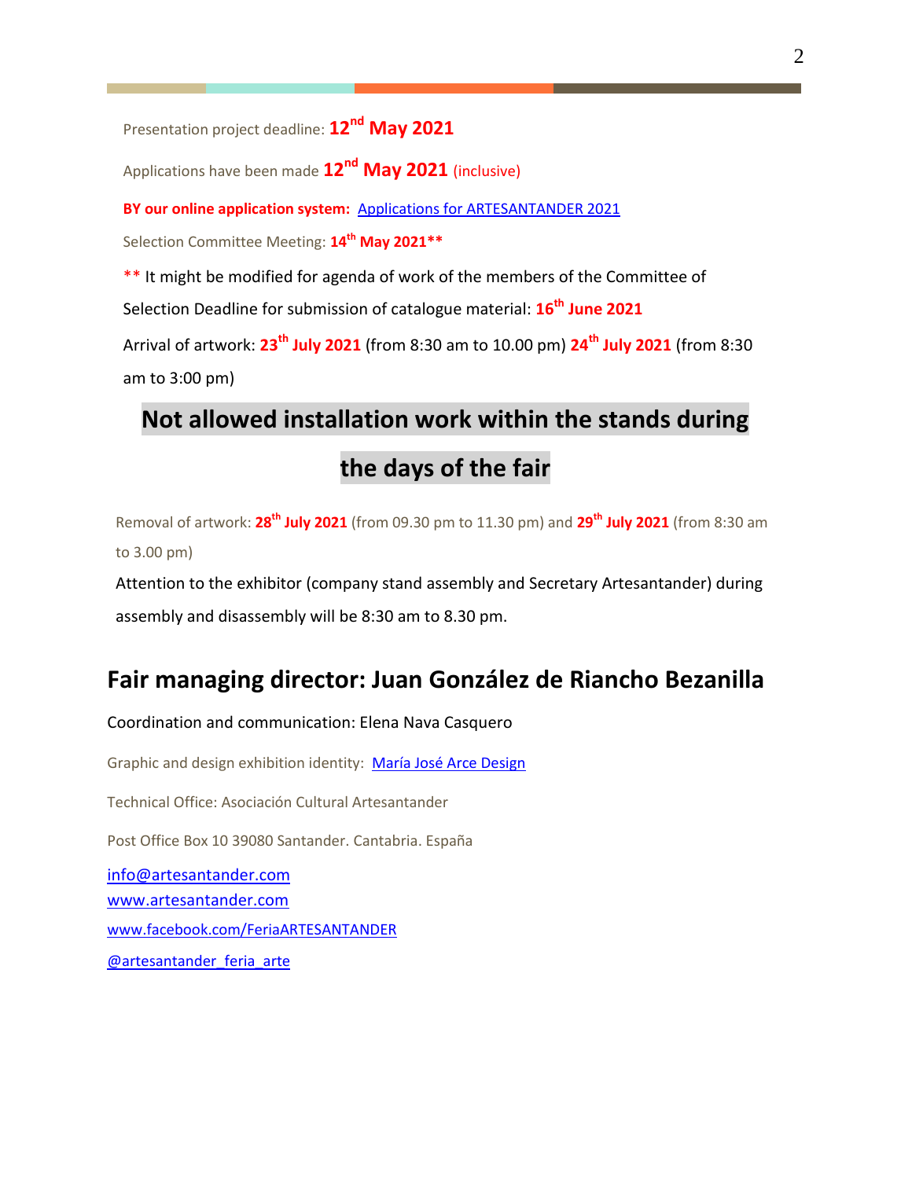Presentation project deadline: **12nd May 2021**

Applications have been made **12nd May 2021** (inclusive)

**BY our online application system:** Applications for ARTESANTANDER 2021

Selection Committee Meeting: **14th May 2021****

** It might be modified for agenda of work of the members of the Committee of Selection Deadline for submission of catalogue material: **16th June 2021**

Arrival of artwork: **23th July 2021** (from 8:30 am to 10.00 pm) **24th July 2021** (from 8:30 am to 3:00 pm)

## Not allowed installation work within the stands during the days of the fair

Removal of artwork: **28th July 2021** (from 09.30 pm to 11.30 pm) and **29th July 2021** (from 8:30 am to 3.00 pm)

Attention to the exhibitor (company stand assembly and Secretary Artesantander) during assembly and disassembly will be 8:30 am to 8.30 pm.

## Fair managing director: Juan González de Riancho Bezanilla

Coordination and communication: Elena Nava Casquero

Graphic and design exhibition identity: María José Arce Design

Technical Office: Asociación Cultural Artesantander

Post Office Box 10 39080 Santander. Cantabria. España

info@artesantander.com
www.artesantander.com
www.facebook.com/FeriaARTESANTANDER
@artesantander_feria_arte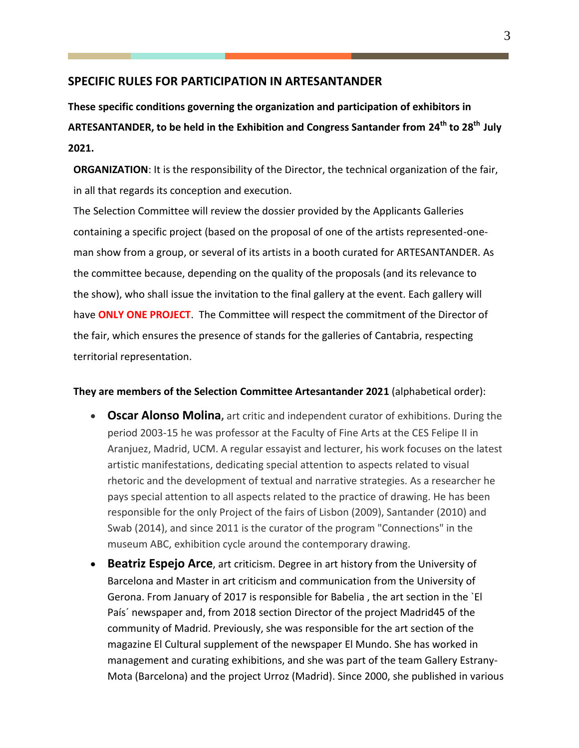## SPECIFIC RULES FOR PARTICIPATION IN ARTESANTANDER

**These specific conditions governing the organization and participation of exhibitors in ARTESANTANDER, to be held in the Exhibition and Congress Santander from 24th to 28th July 2021.**

**ORGANIZATION**: It is the responsibility of the Director, the technical organization of the fair, in all that regards its conception and execution.

The Selection Committee will review the dossier provided by the Applicants Galleries containing a specific project (based on the proposal of one of the artists represented-one-man show from a group, or several of its artists in a booth curated for ARTESANTANDER. As the committee because, depending on the quality of the proposals (and its relevance to the show), who shall issue the invitation to the final gallery at the event. Each gallery will have **ONLY ONE PROJECT**. The Committee will respect the commitment of the Director of the fair, which ensures the presence of stands for the galleries of Cantabria, respecting territorial representation.

**They are members of the Selection Committee Artesantander 2021** (alphabetical order):

- **Oscar Alonso Molina,** art critic and independent curator of exhibitions. During the period 2003-15 he was professor at the Faculty of Fine Arts at the CES Felipe II in Aranjuez, Madrid, UCM. A regular essayist and lecturer, his work focuses on the latest artistic manifestations, dedicating special attention to aspects related to visual rhetoric and the development of textual and narrative strategies. As a researcher he pays special attention to all aspects related to the practice of drawing. He has been responsible for the only Project of the fairs of Lisbon (2009), Santander (2010) and Swab (2014), and since 2011 is the curator of the program "Connections" in the museum ABC, exhibition cycle around the contemporary drawing.
- **Beatriz Espejo Arce**, art criticism. Degree in art history from the University of Barcelona and Master in art criticism and communication from the University of Gerona. From January of 2017 is responsible for Babelia , the art section in the `El País´ newspaper and, from 2018 section Director of the project Madrid45 of the community of Madrid. Previously, she was responsible for the art section of the magazine El Cultural supplement of the newspaper El Mundo. She has worked in management and curating exhibitions, and she was part of the team Gallery Estrany-Mota (Barcelona) and the project Urroz (Madrid). Since 2000, she published in various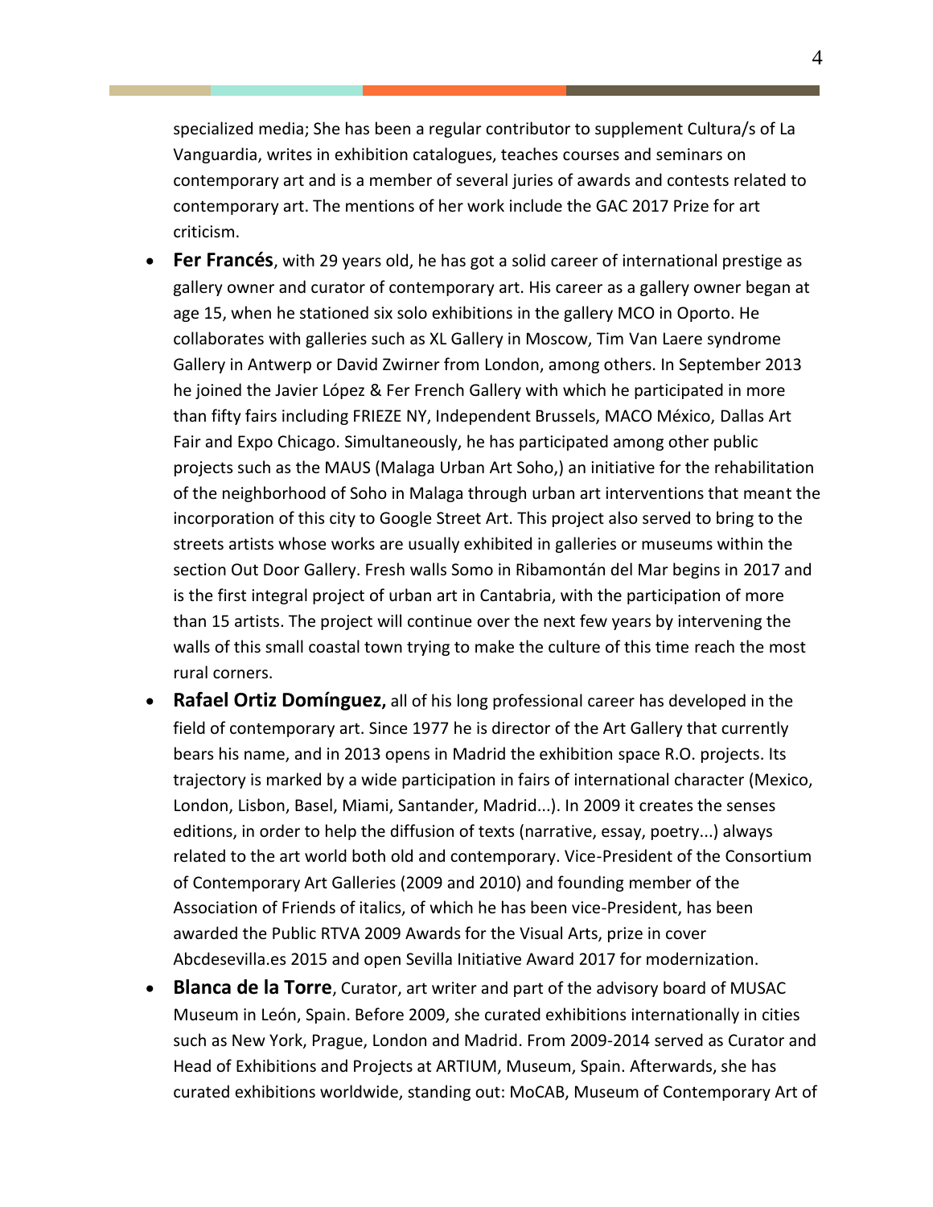specialized media; She has been a regular contributor to supplement Cultura/s of La Vanguardia, writes in exhibition catalogues, teaches courses and seminars on contemporary art and is a member of several juries of awards and contests related to contemporary art. The mentions of her work include the GAC 2017 Prize for art criticism.

- **Fer Francés**, with 29 years old, he has got a solid career of international prestige as gallery owner and curator of contemporary art. His career as a gallery owner began at age 15, when he stationed six solo exhibitions in the gallery MCO in Oporto. He collaborates with galleries such as XL Gallery in Moscow, Tim Van Laere syndrome Gallery in Antwerp or David Zwirner from London, among others. In September 2013 he joined the Javier López & Fer French Gallery with which he participated in more than fifty fairs including FRIEZE NY, Independent Brussels, MACO México, Dallas Art Fair and Expo Chicago. Simultaneously, he has participated among other public projects such as the MAUS (Malaga Urban Art Soho,) an initiative for the rehabilitation of the neighborhood of Soho in Malaga through urban art interventions that meant the incorporation of this city to Google Street Art. This project also served to bring to the streets artists whose works are usually exhibited in galleries or museums within the section Out Door Gallery. Fresh walls Somo in Ribamontán del Mar begins in 2017 and is the first integral project of urban art in Cantabria, with the participation of more than 15 artists. The project will continue over the next few years by intervening the walls of this small coastal town trying to make the culture of this time reach the most rural corners.
- **Rafael Ortiz Domínguez,** all of his long professional career has developed in the field of contemporary art. Since 1977 he is director of the Art Gallery that currently bears his name, and in 2013 opens in Madrid the exhibition space R.O. projects. Its trajectory is marked by a wide participation in fairs of international character (Mexico, London, Lisbon, Basel, Miami, Santander, Madrid...). In 2009 it creates the senses editions, in order to help the diffusion of texts (narrative, essay, poetry...) always related to the art world both old and contemporary. Vice-President of the Consortium of Contemporary Art Galleries (2009 and 2010) and founding member of the Association of Friends of italics, of which he has been vice-President, has been awarded the Public RTVA 2009 Awards for the Visual Arts, prize in cover Abcdesevilla.es 2015 and open Sevilla Initiative Award 2017 for modernization.
- **Blanca de la Torre**, Curator, art writer and part of the advisory board of MUSAC Museum in León, Spain. Before 2009, she curated exhibitions internationally in cities such as New York, Prague, London and Madrid. From 2009-2014 served as Curator and Head of Exhibitions and Projects at ARTIUM, Museum, Spain. Afterwards, she has curated exhibitions worldwide, standing out: MoCAB, Museum of Contemporary Art of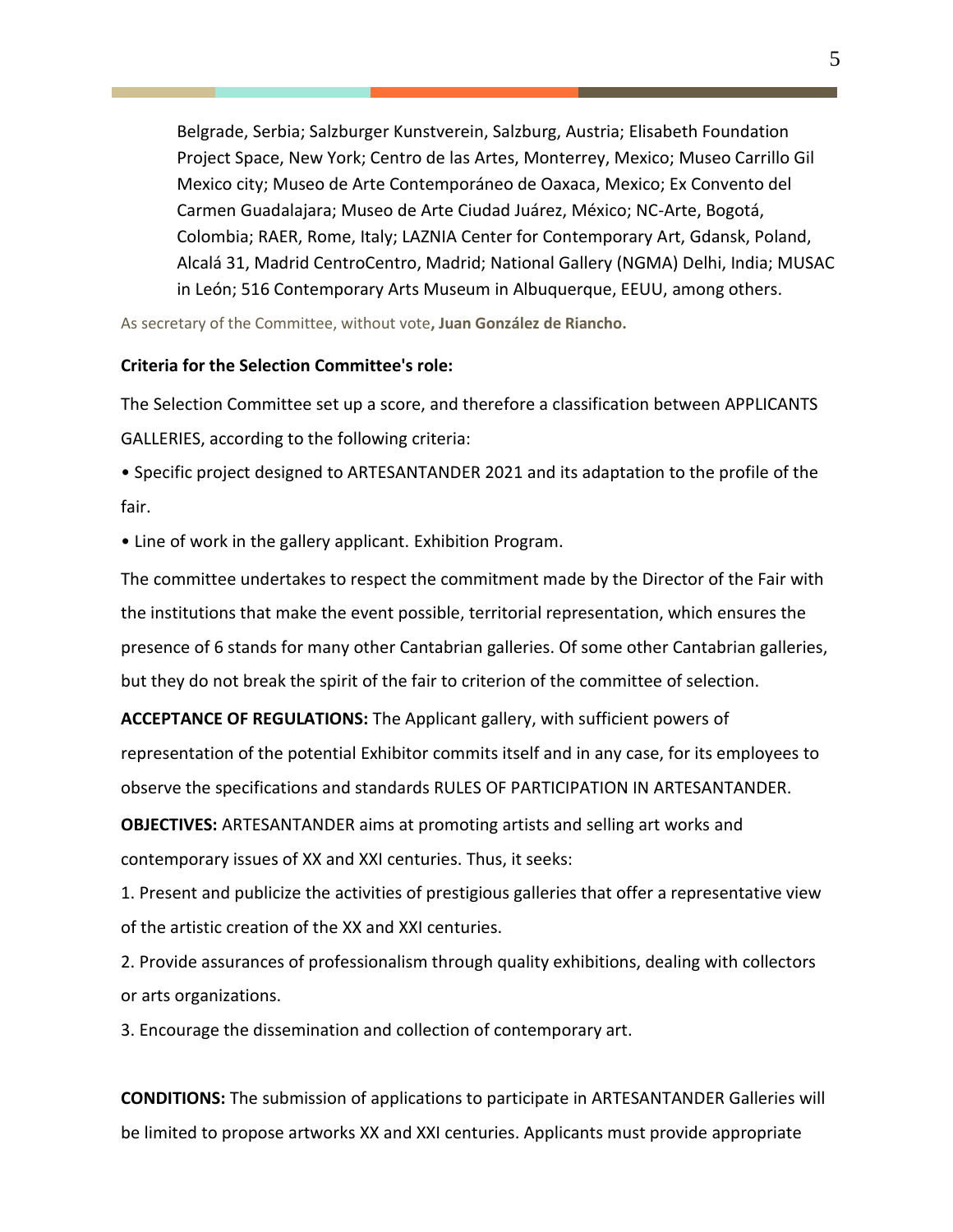Belgrade, Serbia; Salzburger Kunstverein, Salzburg, Austria; Elisabeth Foundation Project Space, New York; Centro de las Artes, Monterrey, Mexico; Museo Carrillo Gil Mexico city; Museo de Arte Contemporáneo de Oaxaca, Mexico; Ex Convento del Carmen Guadalajara; Museo de Arte Ciudad Juárez, México; NC-Arte, Bogotá, Colombia; RAER, Rome, Italy; LAZNIA Center for Contemporary Art, Gdansk, Poland, Alcalá 31, Madrid CentroCentro, Madrid; National Gallery (NGMA) Delhi, India; MUSAC in León; 516 Contemporary Arts Museum in Albuquerque, EEUU, among others.

As secretary of the Committee, without vote**, Juan González de Riancho.**

**Criteria for the Selection Committee's role:**

The Selection Committee set up a score, and therefore a classification between APPLICANTS GALLERIES, according to the following criteria:

• Specific project designed to ARTESANTANDER 2021 and its adaptation to the profile of the fair.

• Line of work in the gallery applicant. Exhibition Program.

The committee undertakes to respect the commitment made by the Director of the Fair with the institutions that make the event possible, territorial representation, which ensures the presence of 6 stands for many other Cantabrian galleries. Of some other Cantabrian galleries, but they do not break the spirit of the fair to criterion of the committee of selection.

**ACCEPTANCE OF REGULATIONS:** The Applicant gallery, with sufficient powers of representation of the potential Exhibitor commits itself and in any case, for its employees to observe the specifications and standards RULES OF PARTICIPATION IN ARTESANTANDER.

**OBJECTIVES:** ARTESANTANDER aims at promoting artists and selling art works and contemporary issues of XX and XXI centuries. Thus, it seeks:

1. Present and publicize the activities of prestigious galleries that offer a representative view of the artistic creation of the XX and XXI centuries.

2. Provide assurances of professionalism through quality exhibitions, dealing with collectors or arts organizations.

3. Encourage the dissemination and collection of contemporary art.

**CONDITIONS:** The submission of applications to participate in ARTESANTANDER Galleries will be limited to propose artworks XX and XXI centuries. Applicants must provide appropriate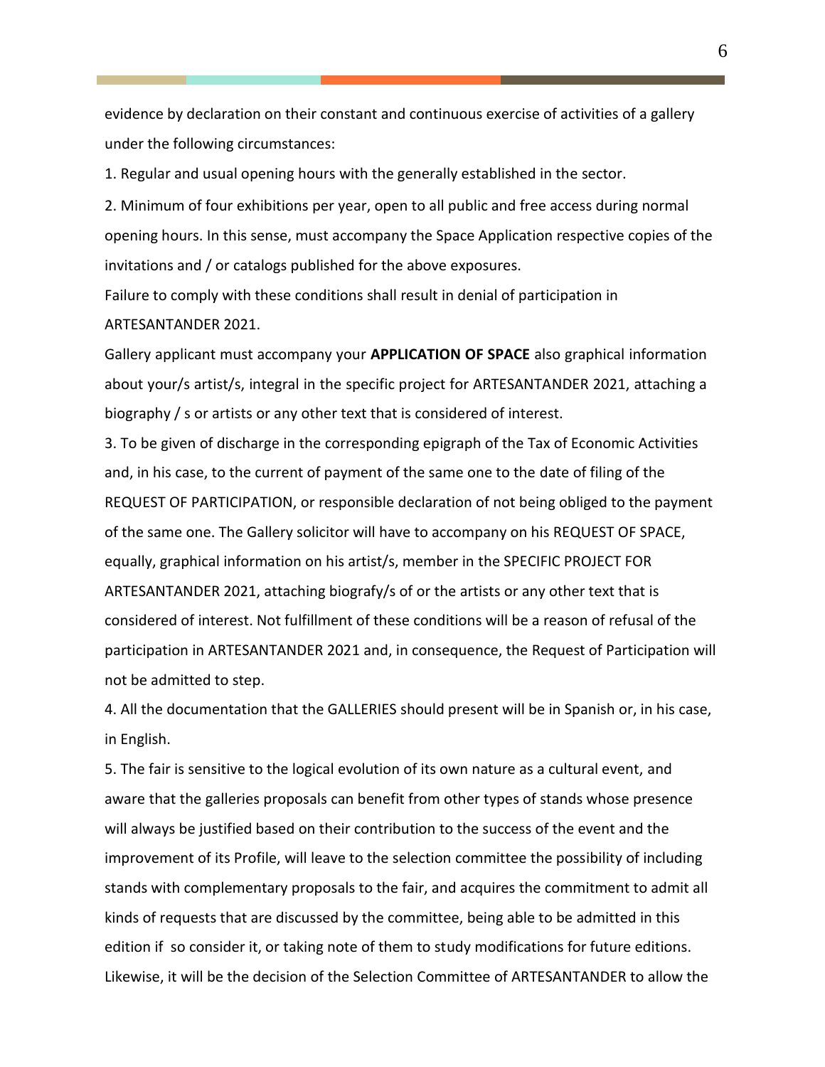evidence by declaration on their constant and continuous exercise of activities of a gallery under the following circumstances:

1. Regular and usual opening hours with the generally established in the sector.

2. Minimum of four exhibitions per year, open to all public and free access during normal opening hours. In this sense, must accompany the Space Application respective copies of the invitations and / or catalogs published for the above exposures.

Failure to comply with these conditions shall result in denial of participation in ARTESANTANDER 2021.

Gallery applicant must accompany your **APPLICATION OF SPACE** also graphical information about your/s artist/s, integral in the specific project for ARTESANTANDER 2021, attaching a biography / s or artists or any other text that is considered of interest.

3. To be given of discharge in the corresponding epigraph of the Tax of Economic Activities and, in his case, to the current of payment of the same one to the date of filing of the REQUEST OF PARTICIPATION, or responsible declaration of not being obliged to the payment of the same one. The Gallery solicitor will have to accompany on his REQUEST OF SPACE, equally, graphical information on his artist/s, member in the SPECIFIC PROJECT FOR ARTESANTANDER 2021, attaching biografy/s of or the artists or any other text that is considered of interest. Not fulfillment of these conditions will be a reason of refusal of the participation in ARTESANTANDER 2021 and, in consequence, the Request of Participation will not be admitted to step.

4. All the documentation that the GALLERIES should present will be in Spanish or, in his case, in English.

5. The fair is sensitive to the logical evolution of its own nature as a cultural event, and aware that the galleries proposals can benefit from other types of stands whose presence will always be justified based on their contribution to the success of the event and the improvement of its Profile, will leave to the selection committee the possibility of including stands with complementary proposals to the fair, and acquires the commitment to admit all kinds of requests that are discussed by the committee, being able to be admitted in this edition if so consider it, or taking note of them to study modifications for future editions. Likewise, it will be the decision of the Selection Committee of ARTESANTANDER to allow the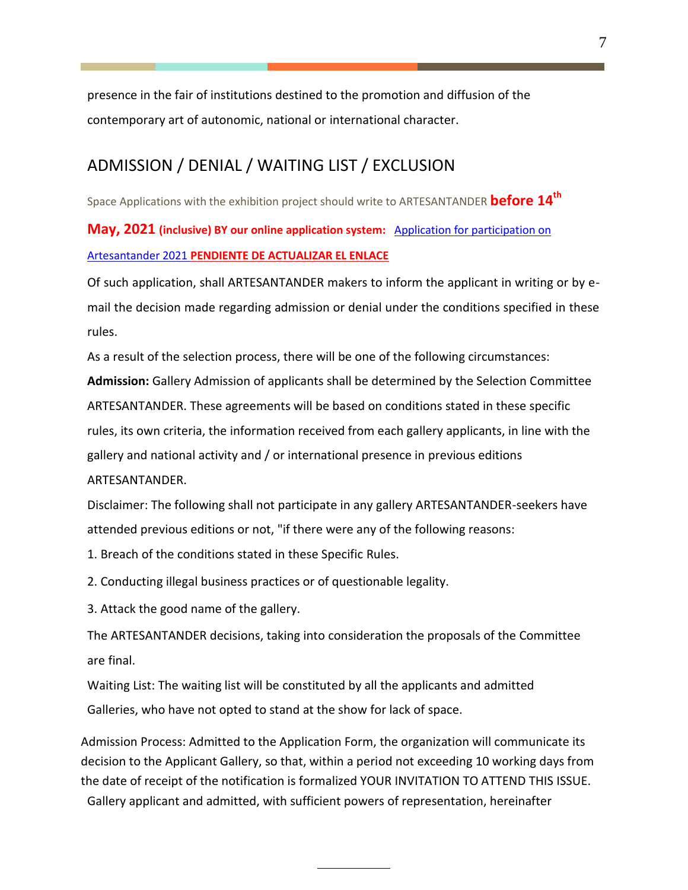presence in the fair of institutions destined to the promotion and diffusion of the contemporary art of autonomic, national or international character.

## ADMISSION / DENIAL / WAITING LIST / EXCLUSION

Space Applications with the exhibition project should write to ARTESANTANDER **before 14th May, 2021 (inclusive) BY our online application system:** [Application for participation on Artesantander 2021]() **PENDIENTE DE ACTUALIZAR EL ENLACE**

Of such application, shall ARTESANTANDER makers to inform the applicant in writing or by e-mail the decision made regarding admission or denial under the conditions specified in these rules.

As a result of the selection process, there will be one of the following circumstances:

**Admission:** Gallery Admission of applicants shall be determined by the Selection Committee ARTESANTANDER. These agreements will be based on conditions stated in these specific rules, its own criteria, the information received from each gallery applicants, in line with the gallery and national activity and / or international presence in previous editions ARTESANTANDER.

Disclaimer: The following shall not participate in any gallery ARTESANTANDER-seekers have attended previous editions or not, "if there were any of the following reasons:

1. Breach of the conditions stated in these Specific Rules.
2. Conducting illegal business practices or of questionable legality.
3. Attack the good name of the gallery.

The ARTESANTANDER decisions, taking into consideration the proposals of the Committee are final.

Waiting List: The waiting list will be constituted by all the applicants and admitted Galleries, who have not opted to stand at the show for lack of space.

Admission Process: Admitted to the Application Form, the organization will communicate its decision to the Applicant Gallery, so that, within a period not exceeding 10 working days from the date of receipt of the notification is formalized YOUR INVITATION TO ATTEND THIS ISSUE.

Gallery applicant and admitted, with sufficient powers of representation, hereinafter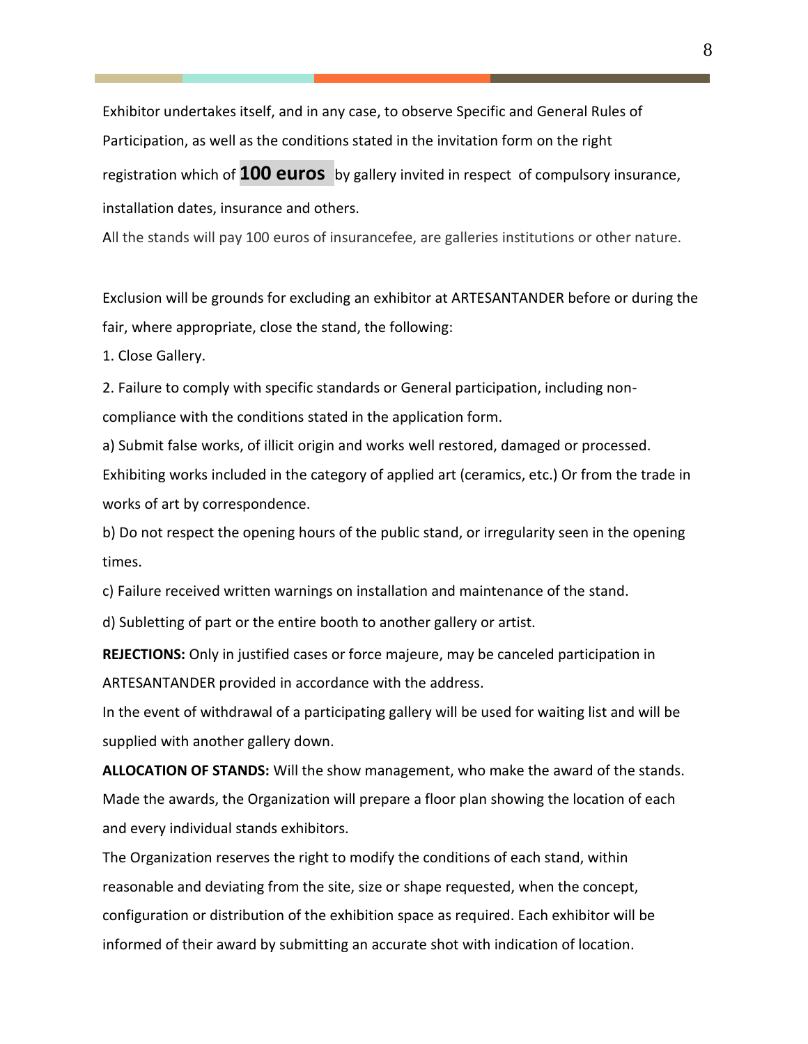Exhibitor undertakes itself, and in any case, to observe Specific and General Rules of Participation, as well as the conditions stated in the invitation form on the right registration which of **100 euros** by gallery invited in respect of compulsory insurance, installation dates, insurance and others.

All the stands will pay 100 euros of insurancefee, are galleries institutions or other nature.

Exclusion will be grounds for excluding an exhibitor at ARTESANTANDER before or during the fair, where appropriate, close the stand, the following:

1. Close Gallery.

2. Failure to comply with specific standards or General participation, including non-compliance with the conditions stated in the application form.

a) Submit false works, of illicit origin and works well restored, damaged or processed. Exhibiting works included in the category of applied art (ceramics, etc.) Or from the trade in works of art by correspondence.

b) Do not respect the opening hours of the public stand, or irregularity seen in the opening times.

c) Failure received written warnings on installation and maintenance of the stand.

d) Subletting of part or the entire booth to another gallery or artist.

**REJECTIONS:** Only in justified cases or force majeure, may be canceled participation in ARTESANTANDER provided in accordance with the address.

In the event of withdrawal of a participating gallery will be used for waiting list and will be supplied with another gallery down.

**ALLOCATION OF STANDS:** Will the show management, who make the award of the stands. Made the awards, the Organization will prepare a floor plan showing the location of each and every individual stands exhibitors.

The Organization reserves the right to modify the conditions of each stand, within reasonable and deviating from the site, size or shape requested, when the concept, configuration or distribution of the exhibition space as required. Each exhibitor will be informed of their award by submitting an accurate shot with indication of location.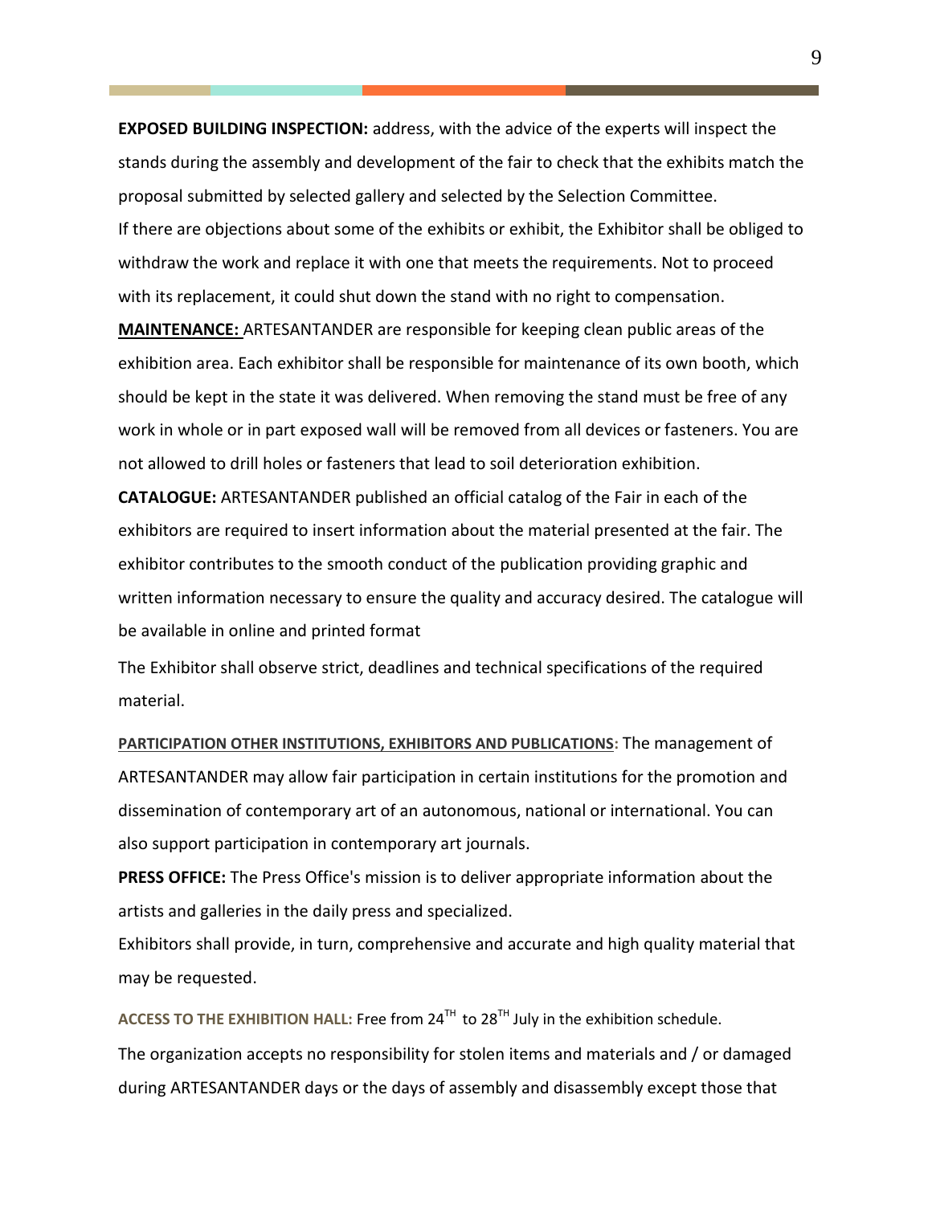**EXPOSED BUILDING INSPECTION:** address, with the advice of the experts will inspect the stands during the assembly and development of the fair to check that the exhibits match the proposal submitted by selected gallery and selected by the Selection Committee.

If there are objections about some of the exhibits or exhibit, the Exhibitor shall be obliged to withdraw the work and replace it with one that meets the requirements. Not to proceed with its replacement, it could shut down the stand with no right to compensation.

**MAINTENANCE:** ARTESANTANDER are responsible for keeping clean public areas of the exhibition area. Each exhibitor shall be responsible for maintenance of its own booth, which should be kept in the state it was delivered. When removing the stand must be free of any work in whole or in part exposed wall will be removed from all devices or fasteners. You are not allowed to drill holes or fasteners that lead to soil deterioration exhibition.

**CATALOGUE:** ARTESANTANDER published an official catalog of the Fair in each of the exhibitors are required to insert information about the material presented at the fair. The exhibitor contributes to the smooth conduct of the publication providing graphic and written information necessary to ensure the quality and accuracy desired. The catalogue will be available in online and printed format

The Exhibitor shall observe strict, deadlines and technical specifications of the required material.

**PARTICIPATION OTHER INSTITUTIONS, EXHIBITORS AND PUBLICATIONS:** The management of ARTESANTANDER may allow fair participation in certain institutions for the promotion and dissemination of contemporary art of an autonomous, national or international. You can also support participation in contemporary art journals.

**PRESS OFFICE:** The Press Office's mission is to deliver appropriate information about the artists and galleries in the daily press and specialized.

Exhibitors shall provide, in turn, comprehensive and accurate and high quality material that may be requested.

**ACCESS TO THE EXHIBITION HALL:** Free from 24TH to 28TH July in the exhibition schedule.

The organization accepts no responsibility for stolen items and materials and / or damaged during ARTESANTANDER days or the days of assembly and disassembly except those that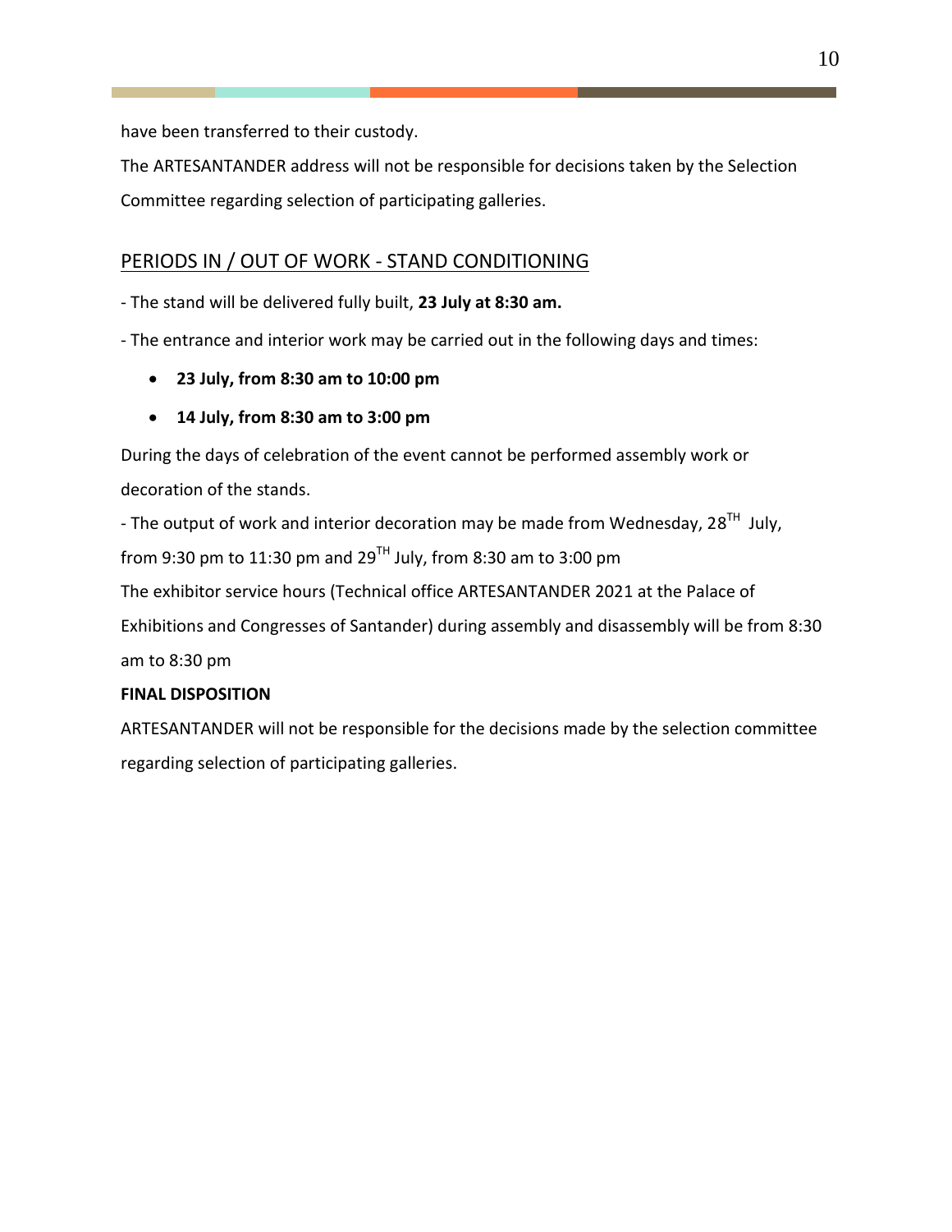have been transferred to their custody.

The ARTESANTANDER address will not be responsible for decisions taken by the Selection Committee regarding selection of participating galleries.

## PERIODS IN / OUT OF WORK - STAND CONDITIONING

- The stand will be delivered fully built, **23 July at 8:30 am.**

- The entrance and interior work may be carried out in the following days and times:

- **23 July, from 8:30 am to 10:00 pm**
- **14 July, from 8:30 am to 3:00 pm**

During the days of celebration of the event cannot be performed assembly work or decoration of the stands.

- The output of work and interior decoration may be made from Wednesday, 28TH July, from 9:30 pm to 11:30 pm and 29TH July, from 8:30 am to 3:00 pm

The exhibitor service hours (Technical office ARTESANTANDER 2021 at the Palace of Exhibitions and Congresses of Santander) during assembly and disassembly will be from 8:30 am to 8:30 pm

**FINAL DISPOSITION**

ARTESANTANDER will not be responsible for the decisions made by the selection committee regarding selection of participating galleries.